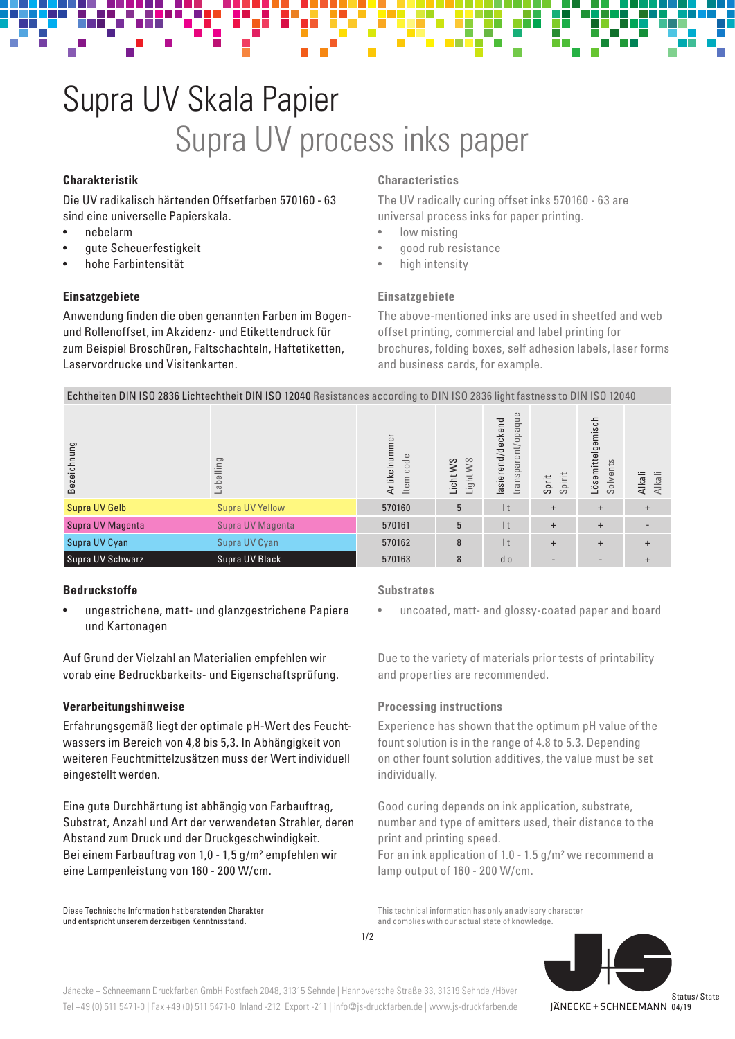# Supra UV Skala Papier

# Supra UV process inks paper

### Charakteristik

Die UV radikalisch härtenden Offsetfarben 570160 - 63 sind eine universelle Papierskala.

- nebelarm
- gute Scheuerfestigkeit
- hohe Farbintensität

### Characteristics

The UV radically curing offset inks 570160 - 63 are universal process inks for paper printing.

- low misting
- good rub resistance
- high intensity

### Einsatzgebiete

Anwendung finden die oben genannten Farben im Bogen- und Rollenoffset, im Akzidenz- und Etikettendruck für zum Beispiel Broschüren, Faltschachteln, Haftetiketten, Laservordrucke und Visitenkarten.

### Einsatzgebiete

The above-mentioned inks are used in sheetfed and web offset printing, commercial and label printing for brochures, folding boxes, self adhesion labels, laser forms and business cards, for example.

Echtheiten DIN ISO 2836 Lichtechtheit DIN ISO 12040 Resistances according to DIN ISO 2836 light fastness to DIN ISO 12040

| Bezeichnung | Labelling | Artikelnummer / Item code | Licht WS / Light WS | lasierend/deckend / transparent/opaque | Sprit / Spirit | Lösemittelgemisch / Solvents | Alkali / Alkali |
|---|---|---|---|---|---|---|---|
| Supra UV Gelb | Supra UV Yellow | 570160 | 5 | l t | + | + | + |
| Supra UV Magenta | Supra UV Magenta | 570161 | 5 | l t | + | + | - |
| Supra UV Cyan | Supra UV Cyan | 570162 | 8 | l t | + | + | + |
| Supra UV Schwarz | Supra UV Black | 570163 | 8 | d o | - | - | + |

### Bedruckstoffe

- ungestrichene, matt- und glanzgestrichene Papiere und Kartonagen

Auf Grund der Vielzahl an Materialien empfehlen wir vorab eine Bedruckbarkeits- und Eigenschaftsprüfung.

### Substrates

- uncoated, matt- and glossy-coated paper and board

Due to the variety of materials prior tests of printability and properties are recommended.

### Verarbeitungshinweise

Erfahrungsgemäß liegt der optimale pH-Wert des Feuchtwassers im Bereich von 4,8 bis 5,3. In Abhängigkeit von weiteren Feuchtmittelzusätzen muss der Wert individuell eingestellt werden.

Eine gute Durchhärtung ist abhängig von Farbauftrag, Substrat, Anzahl und Art der verwendeten Strahler, deren Abstand zum Druck und der Druckgeschwindigkeit. Bei einem Farbauftrag von 1,0 - 1,5 g/m² empfehlen wir eine Lampenleistung von 160 - 200 W/cm.

### Processing instructions

Experience has shown that the optimum pH value of the fount solution is in the range of 4.8 to 5.3. Depending on other fount solution additives, the value must be set individually.

Good curing depends on ink application, substrate, number and type of emitters used, their distance to the print and printing speed.
For an ink application of 1.0 - 1.5 g/m² we recommend a lamp output of 160 - 200 W/cm.

Diese Technische Information hat beratenden Charakter und entspricht unserem derzeitigen Kenntnisstand.

This technical information has only an advisory character and complies with our actual state of knowledge.

Jänecke + Schneemann Druckfarben GmbH Postfach 2048, 31315 Sehnde | Hannoversche Straße 33, 31319 Sehnde /Höver
Tel +49 (0) 511 5471-0 | Fax +49 (0) 511 5471-0 Inland -212 Export -211 | info@js-druckfarben.de | www.js-druckfarben.de

JÄNECKE + SCHNEEMANN

Status/ State 04/19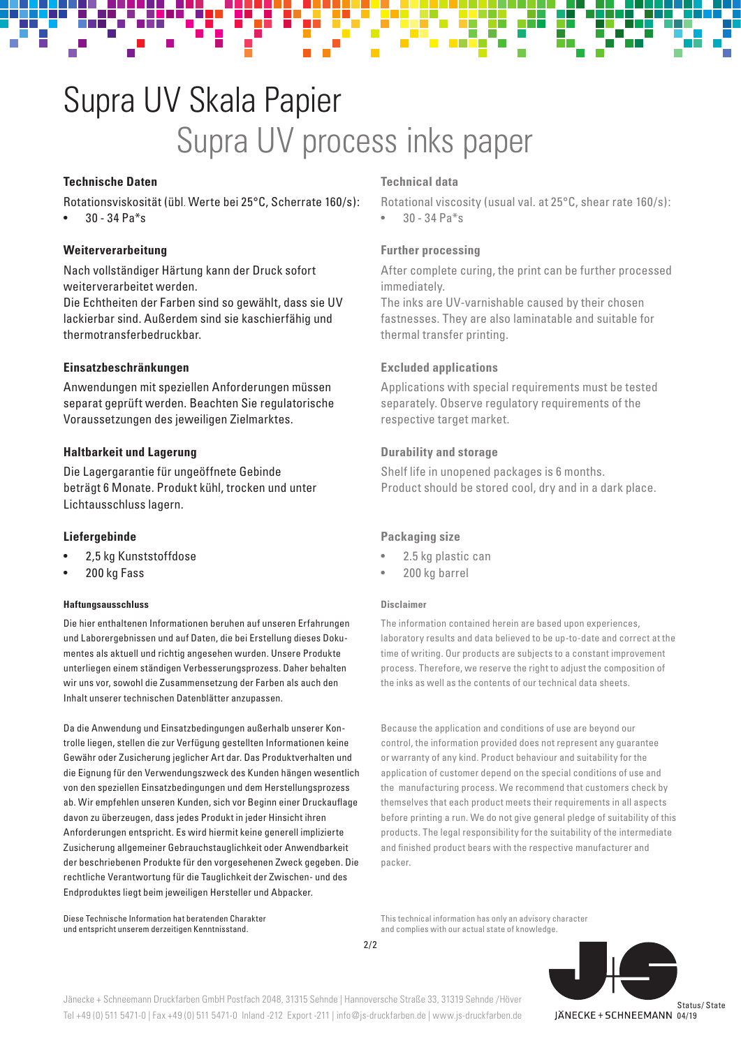# Supra UV Skala Papier

# Supra UV process inks paper

### Technische Daten

Rotationsviskosität (übl. Werte bei 25°C, Scherrate 160/s):

- 30 - 34 Pa*s

### Weiterverarbeitung

Nach vollständiger Härtung kann der Druck sofort weiterverarbeitet werden.
Die Echtheiten der Farben sind so gewählt, dass sie UV lackierbar sind. Außerdem sind sie kaschierfähig und thermotransferbedruckbar.

### Einsatzbeschränkungen

Anwendungen mit speziellen Anforderungen müssen separat geprüft werden. Beachten Sie regulatorische Voraussetzungen des jeweiligen Zielmarktes.

### Haltbarkeit und Lagerung

Die Lagergarantie für ungeöffnete Gebinde beträgt 6 Monate. Produkt kühl, trocken und unter Lichtausschluss lagern.

### Liefergebinde

- 2,5 kg Kunststoffdose
- 200 kg Fass

#### Haftungsausschluss

Die hier enthaltenen Informationen beruhen auf unseren Erfahrungen und Laborergebnissen und auf Daten, die bei Erstellung dieses Dokumentes als aktuell und richtig angesehen wurden. Unsere Produkte unterliegen einem ständigen Verbesserungsprozess. Daher behalten wir uns vor, sowohl die Zusammensetzung der Farben als auch den Inhalt unserer technischen Datenblätter anzupassen.

Da die Anwendung und Einsatzbedingungen außerhalb unserer Kontrolle liegen, stellen die zur Verfügung gestellten Informationen keine Gewähr oder Zusicherung jeglicher Art dar. Das Produktverhalten und die Eignung für den Verwendungszweck des Kunden hängen wesentlich von den speziellen Einsatzbedingungen und dem Herstellungsprozess ab. Wir empfehlen unseren Kunden, sich vor Beginn einer Druckauflage davon zu überzeugen, dass jedes Produkt in jeder Hinsicht ihren Anforderungen entspricht. Es wird hiermit keine generell implizierte Zusicherung allgemeiner Gebrauchstauglichkeit oder Anwendbarkeit der beschriebenen Produkte für den vorgesehenen Zweck gegeben. Die rechtliche Verantwortung für die Tauglichkeit der Zwischen- und des Endproduktes liegt beim jeweiligen Hersteller und Abpacker.

Diese Technische Information hat beratenden Charakter und entspricht unserem derzeitigen Kenntnisstand.

### Technical data

Rotational viscosity (usual val. at 25°C, shear rate 160/s):

- 30 - 34 Pa*s

### Further processing

After complete curing, the print can be further processed immediately.
The inks are UV-varnishable caused by their chosen fastnesses. They are also laminatable and suitable for thermal transfer printing.

### Excluded applications

Applications with special requirements must be tested separately. Observe regulatory requirements of the respective target market.

### Durability and storage

Shelf life in unopened packages is 6 months.
Product should be stored cool, dry and in a dark place.

### Packaging size

- 2.5 kg plastic can
- 200 kg barrel

#### Disclaimer

The information contained herein are based upon experiences, laboratory results and data believed to be up-to-date and correct at the time of writing. Our products are subjects to a constant improvement process. Therefore, we reserve the right to adjust the composition of the inks as well as the contents of our technical data sheets.

Because the application and conditions of use are beyond our control, the information provided does not represent any guarantee or warranty of any kind. Product behaviour and suitability for the application of customer depend on the special conditions of use and the manufacturing process. We recommend that customers check by themselves that each product meets their requirements in all aspects before printing a run. We do not give general pledge of suitability of this products. The legal responsibility for the suitability of the intermediate and finished product bears with the respective manufacturer and packer.

This technical information has only an advisory character and complies with our actual state of knowledge.

Jänecke + Schneemann Druckfarben GmbH Postfach 2048, 31315 Sehnde | Hannoversche Straße 33, 31319 Sehnde /Höver
Tel +49 (0) 511 5471-0 | Fax +49 (0) 511 5471-0 Inland -212 Export -211 | info@js-druckfarben.de | www.js-druckfarben.de

JÄNECKE + SCHNEEMANN

Status/ State 04/19